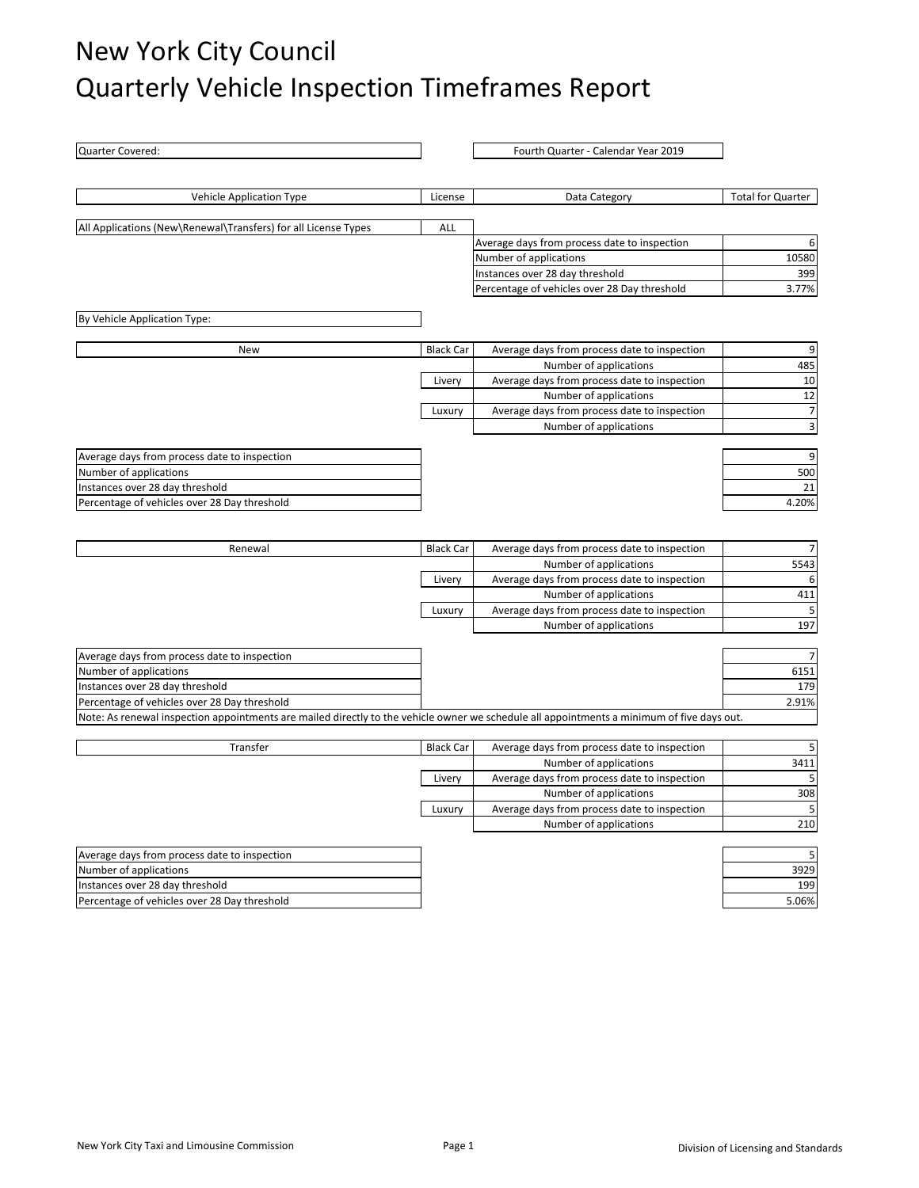# New York City Council
# Quarterly Vehicle Inspection Timeframes Report

| Quarter Covered: | Fourth Quarter - Calendar Year 2019 |
|---|---|

| Vehicle Application Type | License | Data Category | Total for Quarter |
|---|---|---|---|
| All Applications (New\Renewal\Transfers) for all License Types | ALL | | |
| | | Average days from process date to inspection | 6 |
| | | Number of applications | 10580 |
| | | Instances over 28 day threshold | 399 |
| | | Percentage of vehicles over 28 Day threshold | 3.77% |

By Vehicle Application Type:

| Vehicle Application Type | License | Data Category | Total for Quarter |
|---|---|---|---|
| New | Black Car | Average days from process date to inspection | 9 |
| | | Number of applications | 485 |
| | Livery | Average days from process date to inspection | 10 |
| | | Number of applications | 12 |
| | Luxury | Average days from process date to inspection | 7 |
| | | Number of applications | 3 |

| | |
|---|---|
| Average days from process date to inspection | 9 |
| Number of applications | 500 |
| Instances over 28 day threshold | 21 |
| Percentage of vehicles over 28 Day threshold | 4.20% |

| Vehicle Application Type | License | Data Category | Total for Quarter |
|---|---|---|---|
| Renewal | Black Car | Average days from process date to inspection | 7 |
| | | Number of applications | 5543 |
| | Livery | Average days from process date to inspection | 6 |
| | | Number of applications | 411 |
| | Luxury | Average days from process date to inspection | 5 |
| | | Number of applications | 197 |

| | |
|---|---|
| Average days from process date to inspection | 7 |
| Number of applications | 6151 |
| Instances over 28 day threshold | 179 |
| Percentage of vehicles over 28 Day threshold | 2.91% |

Note: As renewal inspection appointments are mailed directly to the vehicle owner we schedule all appointments a minimum of five days out.

| Vehicle Application Type | License | Data Category | Total for Quarter |
|---|---|---|---|
| Transfer | Black Car | Average days from process date to inspection | 5 |
| | | Number of applications | 3411 |
| | Livery | Average days from process date to inspection | 5 |
| | | Number of applications | 308 |
| | Luxury | Average days from process date to inspection | 5 |
| | | Number of applications | 210 |

| | |
|---|---|
| Average days from process date to inspection | 5 |
| Number of applications | 3929 |
| Instances over 28 day threshold | 199 |
| Percentage of vehicles over 28 Day threshold | 5.06% |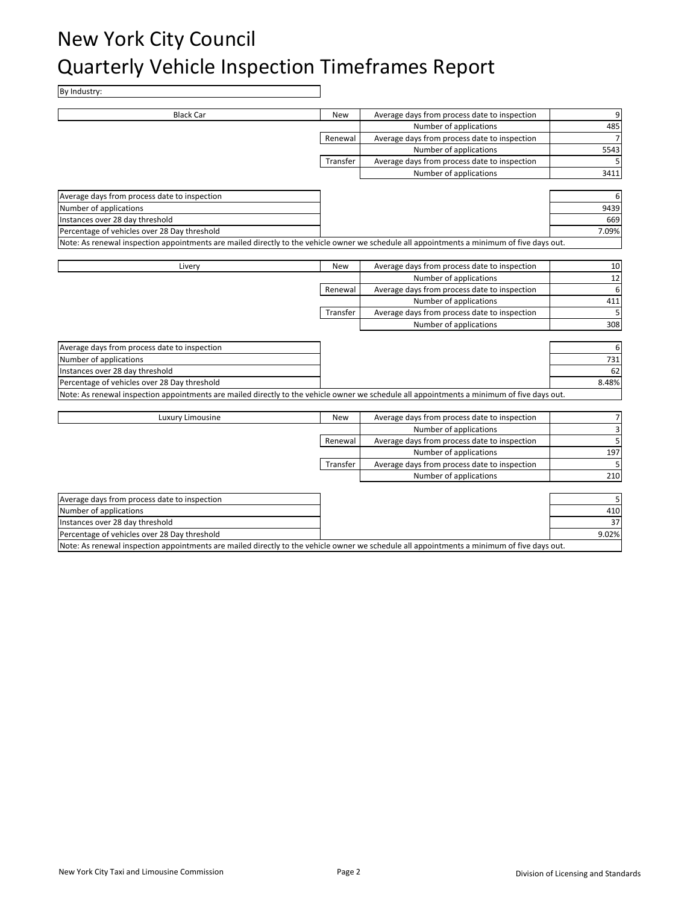# New York City Council
# Quarterly Vehicle Inspection Timeframes Report

By Industry:

| | | | |
|---|---|---|---|
| Black Car | New | Average days from process date to inspection | 9 |
| | | Number of applications | 485 |
| | Renewal | Average days from process date to inspection | 7 |
| | | Number of applications | 5543 |
| | Transfer | Average days from process date to inspection | 5 |
| | | Number of applications | 3411 |

| | |
|---|---|
| Average days from process date to inspection | 6 |
| Number of applications | 9439 |
| Instances over 28 day threshold | 669 |
| Percentage of vehicles over 28 Day threshold | 7.09% |

Note: As renewal inspection appointments are mailed directly to the vehicle owner we schedule all appointments a minimum of five days out.

| | | | |
|---|---|---|---|
| Livery | New | Average days from process date to inspection | 10 |
| | | Number of applications | 12 |
| | Renewal | Average days from process date to inspection | 6 |
| | | Number of applications | 411 |
| | Transfer | Average days from process date to inspection | 5 |
| | | Number of applications | 308 |

| | |
|---|---|
| Average days from process date to inspection | 6 |
| Number of applications | 731 |
| Instances over 28 day threshold | 62 |
| Percentage of vehicles over 28 Day threshold | 8.48% |

Note: As renewal inspection appointments are mailed directly to the vehicle owner we schedule all appointments a minimum of five days out.

| | | | |
|---|---|---|---|
| Luxury Limousine | New | Average days from process date to inspection | 7 |
| | | Number of applications | 3 |
| | Renewal | Average days from process date to inspection | 5 |
| | | Number of applications | 197 |
| | Transfer | Average days from process date to inspection | 5 |
| | | Number of applications | 210 |

| | |
|---|---|
| Average days from process date to inspection | 5 |
| Number of applications | 410 |
| Instances over 28 day threshold | 37 |
| Percentage of vehicles over 28 Day threshold | 9.02% |

Note: As renewal inspection appointments are mailed directly to the vehicle owner we schedule all appointments a minimum of five days out.